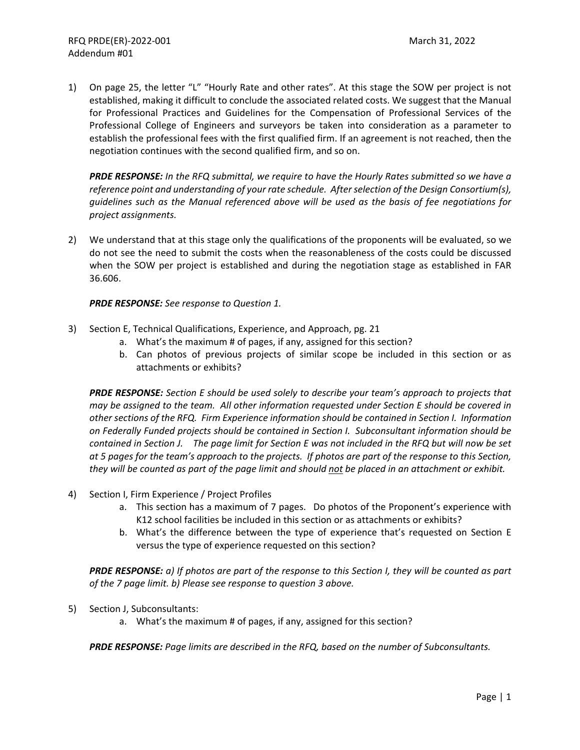RFQ PRDE(ER)-2022-001 March 31, 2022
Addendum #01

1) On page 25, the letter "L" "Hourly Rate and other rates". At this stage the SOW per project is not established, making it difficult to conclude the associated related costs. We suggest that the Manual for Professional Practices and Guidelines for the Compensation of Professional Services of the Professional College of Engineers and surveyors be taken into consideration as a parameter to establish the professional fees with the first qualified firm. If an agreement is not reached, then the negotiation continues with the second qualified firm, and so on.

   ***PRDE RESPONSE:*** *In the RFQ submittal, we require to have the Hourly Rates submitted so we have a reference point and understanding of your rate schedule. After selection of the Design Consortium(s), guidelines such as the Manual referenced above will be used as the basis of fee negotiations for project assignments.*

2) We understand that at this stage only the qualifications of the proponents will be evaluated, so we do not see the need to submit the costs when the reasonableness of the costs could be discussed when the SOW per project is established and during the negotiation stage as established in FAR 36.606.

   ***PRDE RESPONSE:*** *See response to Question 1.*

3) Section E, Technical Qualifications, Experience, and Approach, pg. 21
   a. What's the maximum # of pages, if any, assigned for this section?
   b. Can photos of previous projects of similar scope be included in this section or as attachments or exhibits?

   ***PRDE RESPONSE:*** *Section E should be used solely to describe your team's approach to projects that may be assigned to the team. All other information requested under Section E should be covered in other sections of the RFQ. Firm Experience information should be contained in Section I. Information on Federally Funded projects should be contained in Section I. Subconsultant information should be contained in Section J. The page limit for Section E was not included in the RFQ but will now be set at 5 pages for the team's approach to the projects. If photos are part of the response to this Section, they will be counted as part of the page limit and should <u>not</u> be placed in an attachment or exhibit.*

4) Section I, Firm Experience / Project Profiles
   a. This section has a maximum of 7 pages. Do photos of the Proponent's experience with K12 school facilities be included in this section or as attachments or exhibits?
   b. What's the difference between the type of experience that's requested on Section E versus the type of experience requested on this section?

   ***PRDE RESPONSE:*** *a) If photos are part of the response to this Section I, they will be counted as part of the 7 page limit. b) Please see response to question 3 above.*

5) Section J, Subconsultants:
   a. What's the maximum # of pages, if any, assigned for this section?

   ***PRDE RESPONSE:*** *Page limits are described in the RFQ, based on the number of Subconsultants.*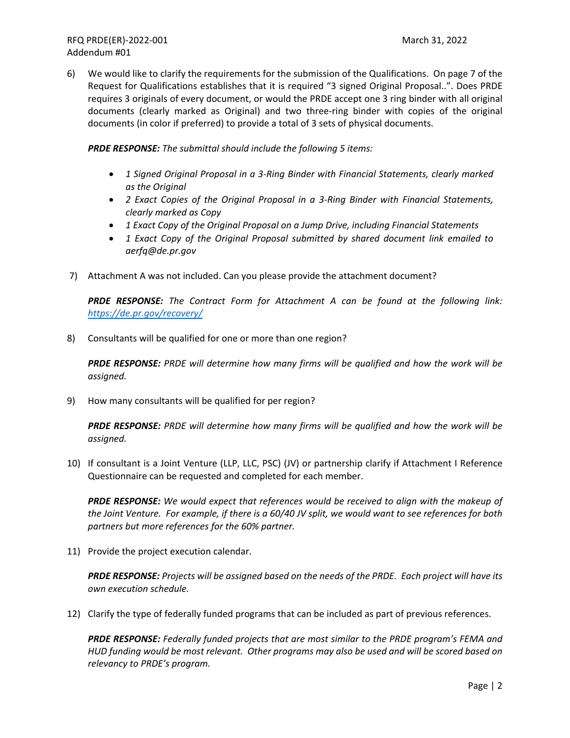6) We would like to clarify the requirements for the submission of the Qualifications. On page 7 of the Request for Qualifications establishes that it is required "3 signed Original Proposal..". Does PRDE requires 3 originals of every document, or would the PRDE accept one 3 ring binder with all original documents (clearly marked as Original) and two three-ring binder with copies of the original documents (in color if preferred) to provide a total of 3 sets of physical documents.

   ***PRDE RESPONSE:*** *The submittal should include the following 5 items:*

   - *1 Signed Original Proposal in a 3-Ring Binder with Financial Statements, clearly marked as the Original*
   - *2 Exact Copies of the Original Proposal in a 3-Ring Binder with Financial Statements, clearly marked as Copy*
   - *1 Exact Copy of the Original Proposal on a Jump Drive, including Financial Statements*
   - *1 Exact Copy of the Original Proposal submitted by shared document link emailed to aerfq@de.pr.gov*

7) Attachment A was not included. Can you please provide the attachment document?

   ***PRDE RESPONSE:*** *The Contract Form for Attachment A can be found at the following link: https://de.pr.gov/recovery/*

8) Consultants will be qualified for one or more than one region?

   ***PRDE RESPONSE:*** *PRDE will determine how many firms will be qualified and how the work will be assigned.*

9) How many consultants will be qualified for per region?

   ***PRDE RESPONSE:*** *PRDE will determine how many firms will be qualified and how the work will be assigned.*

10) If consultant is a Joint Venture (LLP, LLC, PSC) (JV) or partnership clarify if Attachment I Reference Questionnaire can be requested and completed for each member.

    ***PRDE RESPONSE:*** *We would expect that references would be received to align with the makeup of the Joint Venture. For example, if there is a 60/40 JV split, we would want to see references for both partners but more references for the 60% partner.*

11) Provide the project execution calendar.

    ***PRDE RESPONSE:*** *Projects will be assigned based on the needs of the PRDE. Each project will have its own execution schedule.*

12) Clarify the type of federally funded programs that can be included as part of previous references.

    ***PRDE RESPONSE:*** *Federally funded projects that are most similar to the PRDE program's FEMA and HUD funding would be most relevant. Other programs may also be used and will be scored based on relevancy to PRDE's program.*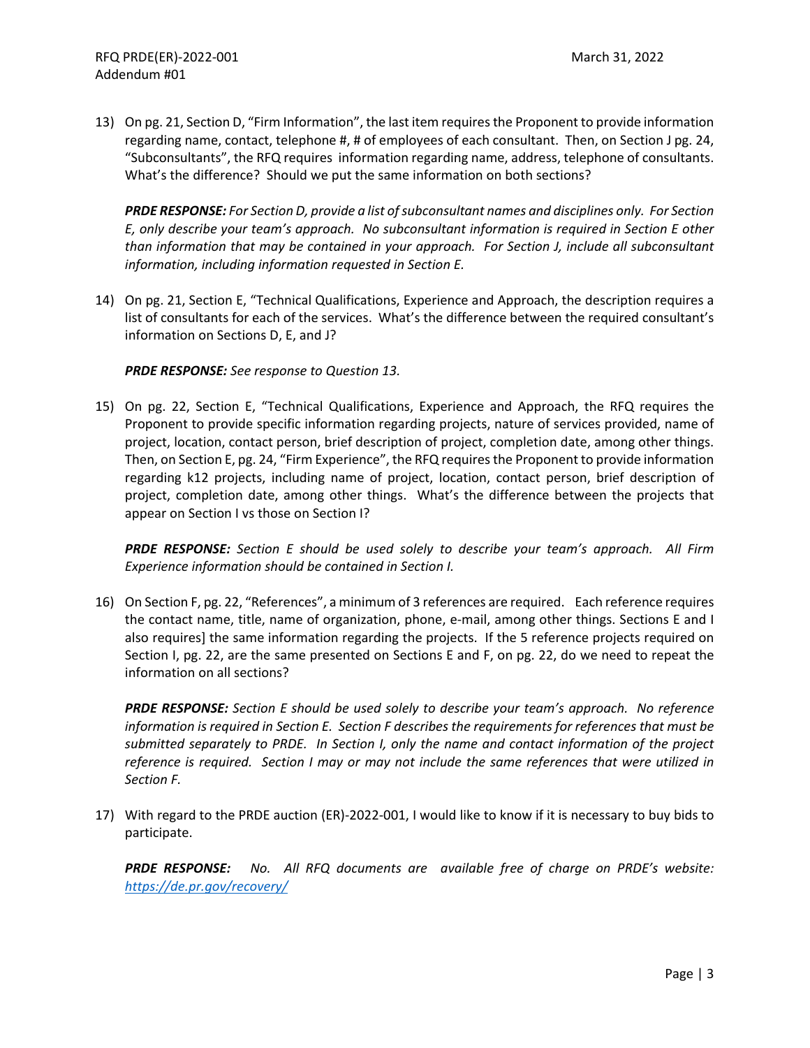13) On pg. 21, Section D, "Firm Information", the last item requires the Proponent to provide information regarding name, contact, telephone #, # of employees of each consultant. Then, on Section J pg. 24, "Subconsultants", the RFQ requires information regarding name, address, telephone of consultants. What's the difference? Should we put the same information on both sections?

    ***PRDE RESPONSE:*** *For Section D, provide a list of subconsultant names and disciplines only. For Section E, only describe your team's approach. No subconsultant information is required in Section E other than information that may be contained in your approach. For Section J, include all subconsultant information, including information requested in Section E.*

14) On pg. 21, Section E, "Technical Qualifications, Experience and Approach, the description requires a list of consultants for each of the services. What's the difference between the required consultant's information on Sections D, E, and J?

    ***PRDE RESPONSE:*** *See response to Question 13.*

15) On pg. 22, Section E, "Technical Qualifications, Experience and Approach, the RFQ requires the Proponent to provide specific information regarding projects, nature of services provided, name of project, location, contact person, brief description of project, completion date, among other things. Then, on Section E, pg. 24, "Firm Experience", the RFQ requires the Proponent to provide information regarding k12 projects, including name of project, location, contact person, brief description of project, completion date, among other things. What's the difference between the projects that appear on Section I vs those on Section I?

    ***PRDE RESPONSE:*** *Section E should be used solely to describe your team's approach. All Firm Experience information should be contained in Section I.*

16) On Section F, pg. 22, "References", a minimum of 3 references are required. Each reference requires the contact name, title, name of organization, phone, e-mail, among other things. Sections E and I also requires] the same information regarding the projects. If the 5 reference projects required on Section I, pg. 22, are the same presented on Sections E and F, on pg. 22, do we need to repeat the information on all sections?

    ***PRDE RESPONSE:*** *Section E should be used solely to describe your team's approach. No reference information is required in Section E. Section F describes the requirements for references that must be submitted separately to PRDE. In Section I, only the name and contact information of the project reference is required. Section I may or may not include the same references that were utilized in Section F.*

17) With regard to the PRDE auction (ER)-2022-001, I would like to know if it is necessary to buy bids to participate.

    ***PRDE RESPONSE:*** *No. All RFQ documents are available free of charge on PRDE's website: [https://de.pr.gov/recovery/](https://de.pr.gov/recovery/)*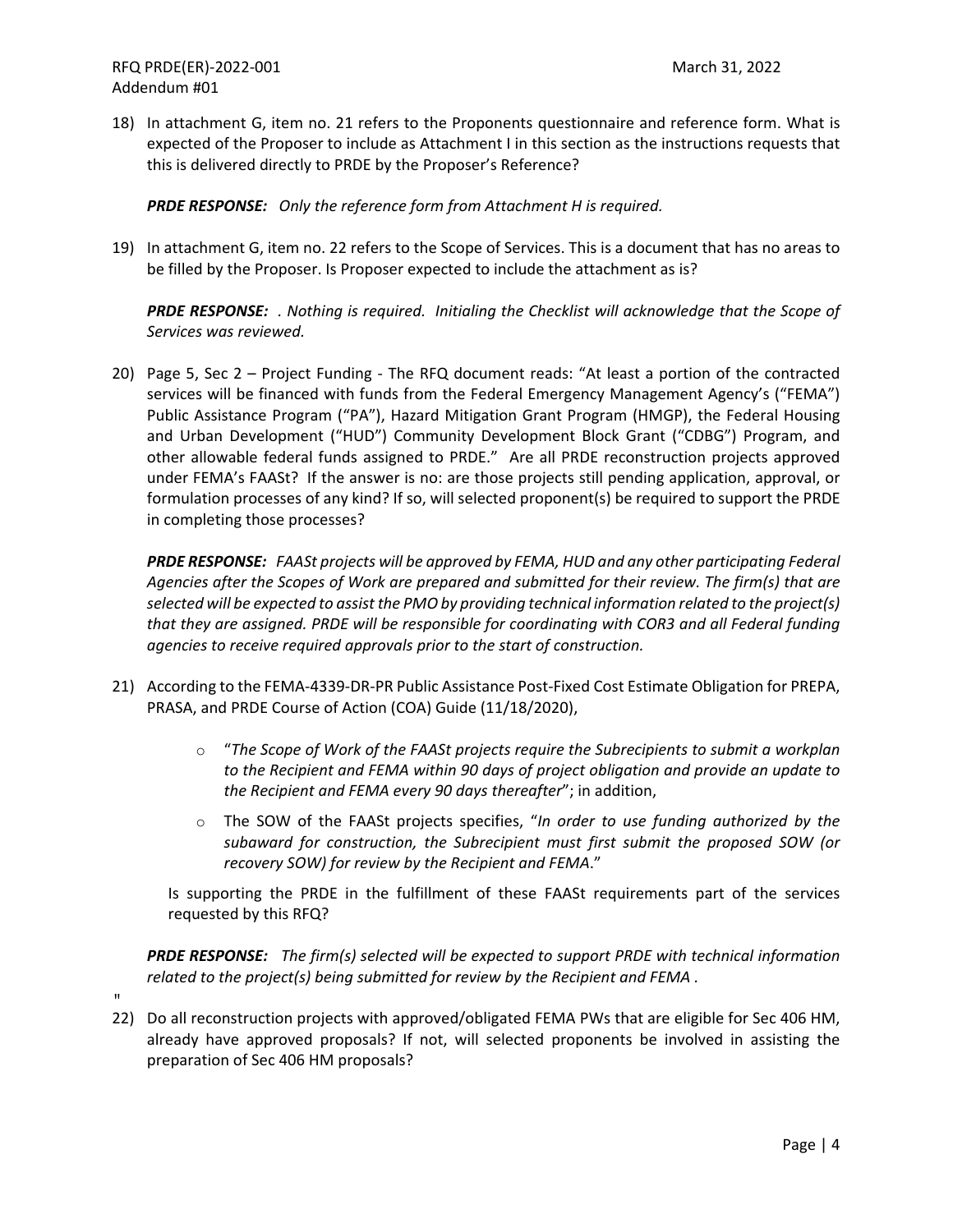18) In attachment G, item no. 21 refers to the Proponents questionnaire and reference form. What is expected of the Proposer to include as Attachment I in this section as the instructions requests that this is delivered directly to PRDE by the Proposer's Reference?

    ***PRDE RESPONSE:*** *Only the reference form from Attachment H is required.*

19) In attachment G, item no. 22 refers to the Scope of Services. This is a document that has no areas to be filled by the Proposer. Is Proposer expected to include the attachment as is?

    ***PRDE RESPONSE:*** *. Nothing is required. Initialing the Checklist will acknowledge that the Scope of Services was reviewed.*

20) Page 5, Sec 2 – Project Funding - The RFQ document reads: "At least a portion of the contracted services will be financed with funds from the Federal Emergency Management Agency's ("FEMA") Public Assistance Program ("PA"), Hazard Mitigation Grant Program (HMGP), the Federal Housing and Urban Development ("HUD") Community Development Block Grant ("CDBG") Program, and other allowable federal funds assigned to PRDE." Are all PRDE reconstruction projects approved under FEMA's FAASt? If the answer is no: are those projects still pending application, approval, or formulation processes of any kind? If so, will selected proponent(s) be required to support the PRDE in completing those processes?

    ***PRDE RESPONSE:*** *FAASt projects will be approved by FEMA, HUD and any other participating Federal Agencies after the Scopes of Work are prepared and submitted for their review. The firm(s) that are selected will be expected to assist the PMO by providing technical information related to the project(s) that they are assigned. PRDE will be responsible for coordinating with COR3 and all Federal funding agencies to receive required approvals prior to the start of construction.*

21) According to the FEMA-4339-DR-PR Public Assistance Post-Fixed Cost Estimate Obligation for PREPA, PRASA, and PRDE Course of Action (COA) Guide (11/18/2020),

    - "*The Scope of Work of the FAASt projects require the Subrecipients to submit a workplan to the Recipient and FEMA within 90 days of project obligation and provide an update to the Recipient and FEMA every 90 days thereafter*"; in addition,
    - The SOW of the FAASt projects specifies, "*In order to use funding authorized by the subaward for construction, the Subrecipient must first submit the proposed SOW (or recovery SOW) for review by the Recipient and FEMA*."

    Is supporting the PRDE in the fulfillment of these FAASt requirements part of the services requested by this RFQ?

    ***PRDE RESPONSE:*** *The firm(s) selected will be expected to support PRDE with technical information related to the project(s) being submitted for review by the Recipient and FEMA .*

"

22) Do all reconstruction projects with approved/obligated FEMA PWs that are eligible for Sec 406 HM, already have approved proposals? If not, will selected proponents be involved in assisting the preparation of Sec 406 HM proposals?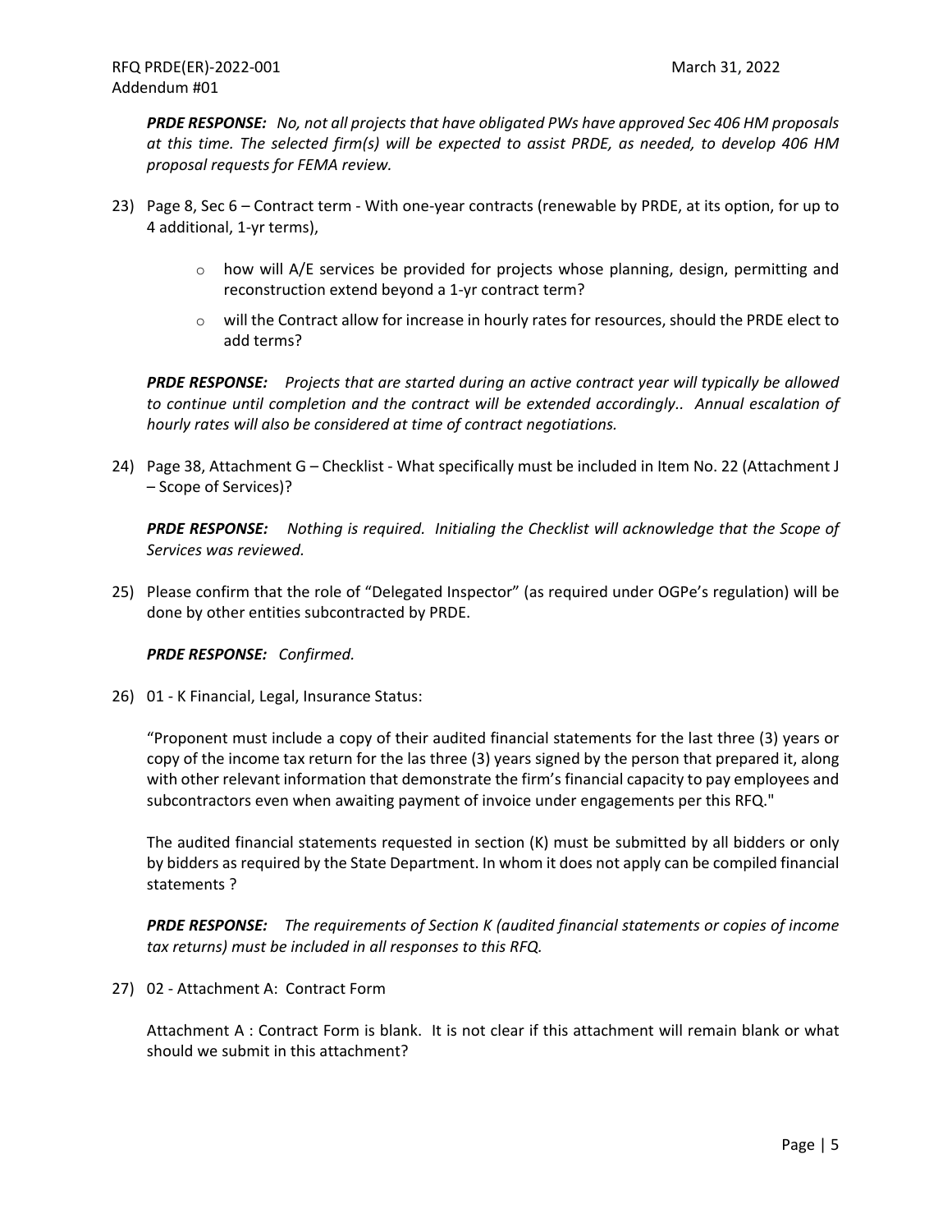***PRDE RESPONSE:*** *No, not all projects that have obligated PWs have approved Sec 406 HM proposals at this time. The selected firm(s) will be expected to assist PRDE, as needed, to develop 406 HM proposal requests for FEMA review.*

23) Page 8, Sec 6 – Contract term - With one-year contracts (renewable by PRDE, at its option, for up to 4 additional, 1-yr terms),

    - how will A/E services be provided for projects whose planning, design, permitting and reconstruction extend beyond a 1-yr contract term?
    - will the Contract allow for increase in hourly rates for resources, should the PRDE elect to add terms?

    ***PRDE RESPONSE:*** *Projects that are started during an active contract year will typically be allowed to continue until completion and the contract will be extended accordingly.. Annual escalation of hourly rates will also be considered at time of contract negotiations.*

24) Page 38, Attachment G – Checklist - What specifically must be included in Item No. 22 (Attachment J – Scope of Services)?

    ***PRDE RESPONSE:*** *Nothing is required. Initialing the Checklist will acknowledge that the Scope of Services was reviewed.*

25) Please confirm that the role of "Delegated Inspector" (as required under OGPe's regulation) will be done by other entities subcontracted by PRDE.

    ***PRDE RESPONSE:*** *Confirmed.*

26) 01 - K Financial, Legal, Insurance Status:

    "Proponent must include a copy of their audited financial statements for the last three (3) years or copy of the income tax return for the las three (3) years signed by the person that prepared it, along with other relevant information that demonstrate the firm's financial capacity to pay employees and subcontractors even when awaiting payment of invoice under engagements per this RFQ."

    The audited financial statements requested in section (K) must be submitted by all bidders or only by bidders as required by the State Department. In whom it does not apply can be compiled financial statements ?

    ***PRDE RESPONSE:*** *The requirements of Section K (audited financial statements or copies of income tax returns) must be included in all responses to this RFQ.*

27) 02 - Attachment A: Contract Form

    Attachment A : Contract Form is blank. It is not clear if this attachment will remain blank or what should we submit in this attachment?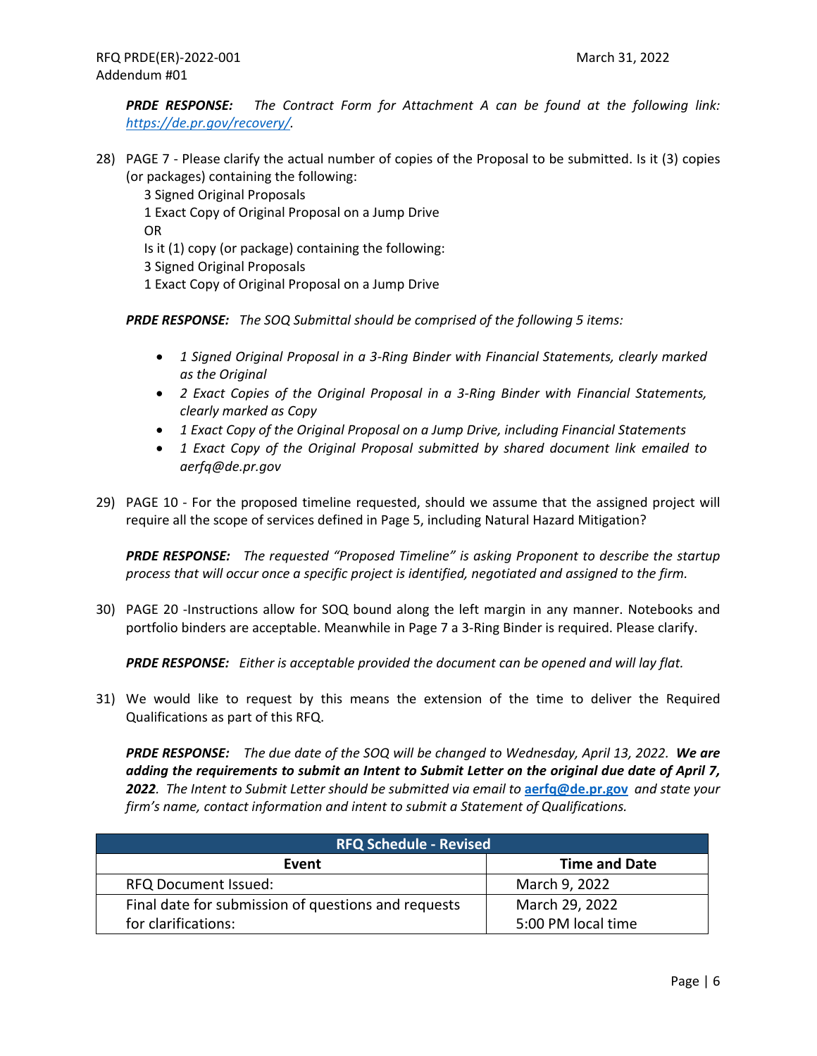***PRDE RESPONSE:*** *The Contract Form for Attachment A can be found at the following link: https://de.pr.gov/recovery/.*

28) PAGE 7 - Please clarify the actual number of copies of the Proposal to be submitted. Is it (3) copies (or packages) containing the following:
   3 Signed Original Proposals
   1 Exact Copy of Original Proposal on a Jump Drive
   OR
   Is it (1) copy (or package) containing the following:
   3 Signed Original Proposals
   1 Exact Copy of Original Proposal on a Jump Drive

   ***PRDE RESPONSE:*** *The SOQ Submittal should be comprised of the following 5 items:*

   - *1 Signed Original Proposal in a 3-Ring Binder with Financial Statements, clearly marked as the Original*
   - *2 Exact Copies of the Original Proposal in a 3-Ring Binder with Financial Statements, clearly marked as Copy*
   - *1 Exact Copy of the Original Proposal on a Jump Drive, including Financial Statements*
   - *1 Exact Copy of the Original Proposal submitted by shared document link emailed to aerfq@de.pr.gov*

29) PAGE 10 - For the proposed timeline requested, should we assume that the assigned project will require all the scope of services defined in Page 5, including Natural Hazard Mitigation?

   ***PRDE RESPONSE:*** *The requested "Proposed Timeline" is asking Proponent to describe the startup process that will occur once a specific project is identified, negotiated and assigned to the firm.*

30) PAGE 20 -Instructions allow for SOQ bound along the left margin in any manner. Notebooks and portfolio binders are acceptable. Meanwhile in Page 7 a 3-Ring Binder is required. Please clarify.

   ***PRDE RESPONSE:*** *Either is acceptable provided the document can be opened and will lay flat.*

31) We would like to request by this means the extension of the time to deliver the Required Qualifications as part of this RFQ.

   ***PRDE RESPONSE:*** *The due date of the SOQ will be changed to Wednesday, April 13, 2022.* ***We are adding the requirements to submit an Intent to Submit Letter on the original due date of April 7, 2022****. The Intent to Submit Letter should be submitted via email to* **aerfq@de.pr.gov** *and state your firm's name, contact information and intent to submit a Statement of Qualifications.*

| RFQ Schedule - Revised | |
|---|---|
| **Event** | **Time and Date** |
| RFQ Document Issued: | March 9, 2022 |
| Final date for submission of questions and requests for clarifications: | March 29, 2022 5:00 PM local time |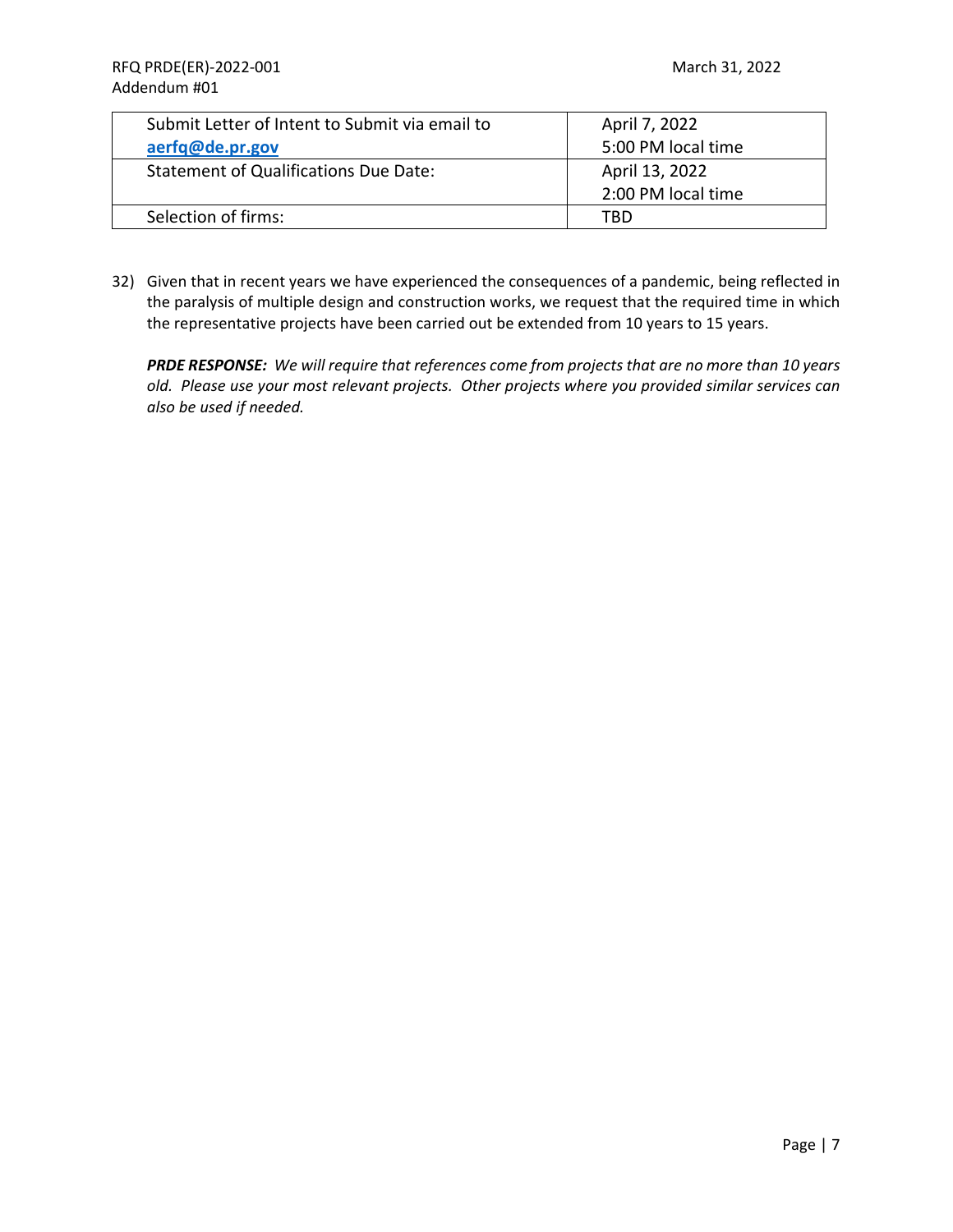| | |
|---|---|
| Submit Letter of Intent to Submit via email to **aerfq@de.pr.gov** | April 7, 2022<br>5:00 PM local time |
| Statement of Qualifications Due Date: | April 13, 2022<br>2:00 PM local time |
| Selection of firms: | TBD |

32) Given that in recent years we have experienced the consequences of a pandemic, being reflected in the paralysis of multiple design and construction works, we request that the required time in which the representative projects have been carried out be extended from 10 years to 15 years.

*__PRDE RESPONSE:__ We will require that references come from projects that are no more than 10 years old. Please use your most relevant projects. Other projects where you provided similar services can also be used if needed.*